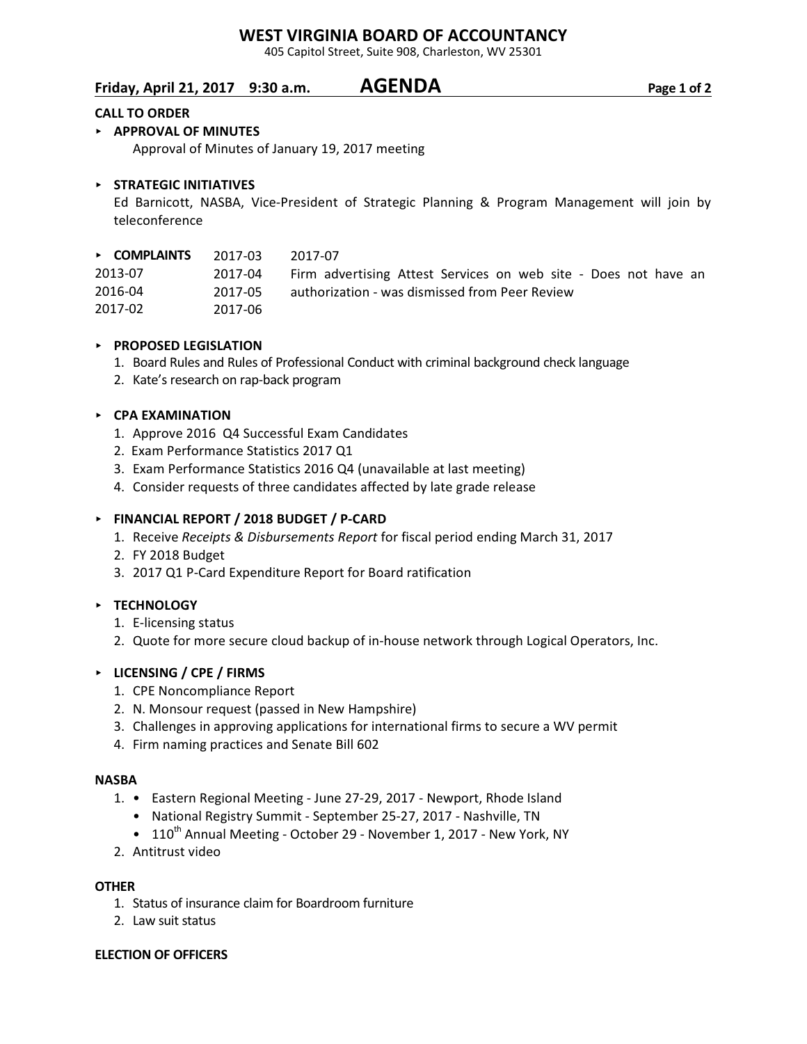# WEST VIRGINIA BOARD OF ACCOUNTANCY

405 Capitol Street, Suite 908, Charleston, WV 25301

## Friday, April 21, 2017 9:30 a.m. AGENDA

**CALL TO ORDER**

- **APPROVAL OF MINUTES**

  Approval of Minutes of January 19, 2017 meeting

- **STRATEGIC INITIATIVES**

  Ed Barnicott, NASBA, Vice-President of Strategic Planning & Program Management will join by teleconference

- **COMPLAINTS**

| | | |
|---|---|---|
| | 2017-03 | 2017-07 |
| 2013-07 | 2017-04 | Firm advertising Attest Services on web site - Does not have an authorization - was dismissed from Peer Review |
| 2016-04 | 2017-05 | |
| 2017-02 | 2017-06 | |

- **PROPOSED LEGISLATION**
  1. Board Rules and Rules of Professional Conduct with criminal background check language
  2. Kate's research on rap-back program

- **CPA EXAMINATION**
  1. Approve 2016 Q4 Successful Exam Candidates
  2. Exam Performance Statistics 2017 Q1
  3. Exam Performance Statistics 2016 Q4 (unavailable at last meeting)
  4. Consider requests of three candidates affected by late grade release

- **FINANCIAL REPORT / 2018 BUDGET / P-CARD**
  1. Receive *Receipts & Disbursements Report* for fiscal period ending March 31, 2017
  2. FY 2018 Budget
  3. 2017 Q1 P-Card Expenditure Report for Board ratification

- **TECHNOLOGY**
  1. E-licensing status
  2. Quote for more secure cloud backup of in-house network through Logical Operators, Inc.

- **LICENSING / CPE / FIRMS**
  1. CPE Noncompliance Report
  2. N. Monsour request (passed in New Hampshire)
  3. Challenges in approving applications for international firms to secure a WV permit
  4. Firm naming practices and Senate Bill 602

**NASBA**

1. - Eastern Regional Meeting - June 27-29, 2017 - Newport, Rhode Island
   - National Registry Summit - September 25-27, 2017 - Nashville, TN
   - 110th Annual Meeting - October 29 - November 1, 2017 - New York, NY
2. Antitrust video

**OTHER**

1. Status of insurance claim for Boardroom furniture
2. Law suit status

**ELECTION OF OFFICERS**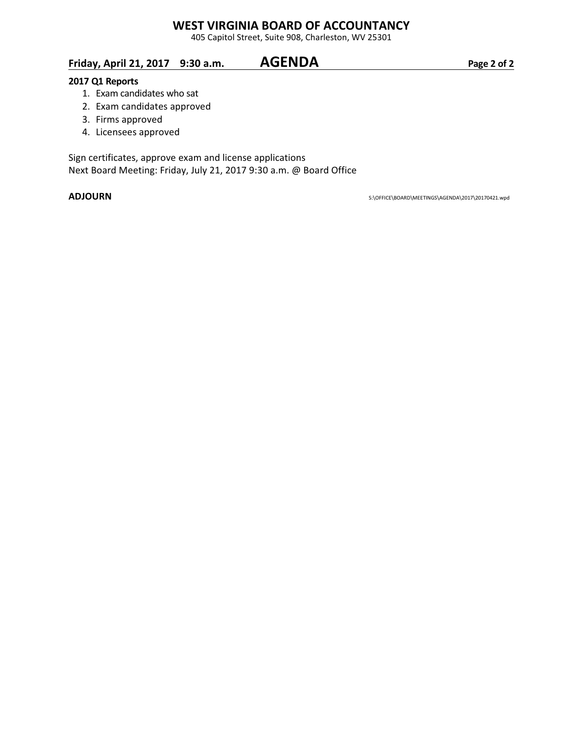**2017 Q1 Reports**

1. Exam candidates who sat
2. Exam candidates approved
3. Firms approved
4. Licensees approved

Sign certificates, approve exam and license applications
Next Board Meeting: Friday, July 21, 2017 9:30 a.m. @ Board Office

**ADJOURN**

S:\OFFICE\BOARD\MEETINGS\AGENDA\2017\20170421.wpd